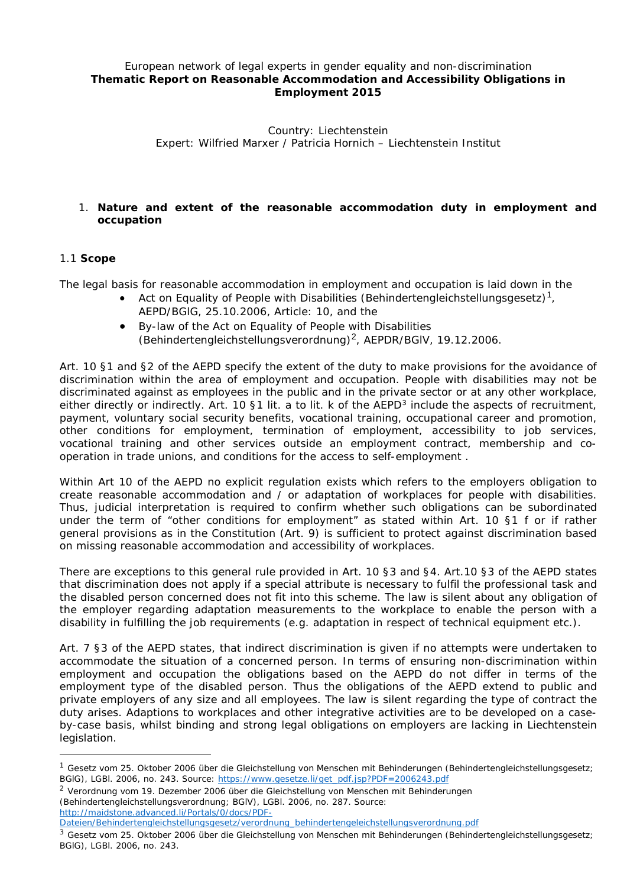European network of legal experts in gender equality and non-discrimination

**Thematic Report on Reasonable Accommodation and Accessibility Obligations in Employment 2015**

Country: Liechtenstein

Expert: Wilfried Marxer / Patricia Hornich – Liechtenstein Institut

## 1. Nature and extent of the reasonable accommodation duty in employment and occupation

### 1.1 Scope

The legal basis for reasonable accommodation in employment and occupation is laid down in the

- Act on Equality of People with Disabilities (Behindertengleichstellungsgesetz)[1], AEPD/BGlG, 25.10.2006, Article: 10, and the
- By-law of the Act on Equality of People with Disabilities (Behindertengleichstellungsverordnung)[2], AEPDR/BGlV, 19.12.2006.

Art. 10 §1 and §2 of the AEPD specify the extent of the duty to make provisions for the avoidance of discrimination within the area of employment and occupation. People with disabilities may not be discriminated against as employees in the public and in the private sector or at any other workplace, either directly or indirectly. Art. 10 §1 lit. a to lit. k of the AEPD[3] include the aspects of recruitment, payment, voluntary social security benefits, vocational training, occupational career and promotion, other conditions for employment, termination of employment, accessibility to job services, vocational training and other services outside an employment contract, membership and co-operation in trade unions, and conditions for the access to self-employment .

Within Art 10 of the AEPD no explicit regulation exists which refers to the employers obligation to create reasonable accommodation and / or adaptation of workplaces for people with disabilities. Thus, judicial interpretation is required to confirm whether such obligations can be subordinated under the term of "other conditions for employment" as stated within Art. 10 §1 f or if rather general provisions as in the Constitution (Art. 9) is sufficient to protect against discrimination based on missing reasonable accommodation and accessibility of workplaces.

There are exceptions to this general rule provided in Art. 10 §3 and §4. Art.10 §3 of the AEPD states that discrimination does not apply if a special attribute is necessary to fulfil the professional task and the disabled person concerned does not fit into this scheme. The law is silent about any obligation of the employer regarding adaptation measurements to the workplace to enable the person with a disability in fulfilling the job requirements (e.g. adaptation in respect of technical equipment etc.).

Art. 7 §3 of the AEPD states, that indirect discrimination is given if no attempts were undertaken to accommodate the situation of a concerned person. In terms of ensuring non-discrimination within employment and occupation the obligations based on the AEPD do not differ in terms of the employment type of the disabled person. Thus the obligations of the AEPD extend to public and private employers of any size and all employees. The law is silent regarding the type of contract the duty arises. Adaptions to workplaces and other integrative activities are to be developed on a case-by-case basis, whilst binding and strong legal obligations on employers are lacking in Liechtenstein legislation.

---

[1] Gesetz vom 25. Oktober 2006 über die Gleichstellung von Menschen mit Behinderungen (Behindertengleichstellungsgesetz; BGlG), LGBl. 2006, no. 243. Source: https://www.gesetze.li/get_pdf.jsp?PDF=2006243.pdf

[2] Verordnung vom 19. Dezember 2006 über die Gleichstellung von Menschen mit Behinderungen (Behindertengleichstellungsverordnung; BGlV), LGBl. 2006, no. 287. Source: http://maidstone.advanced.li/Portals/0/docs/PDF-Dateien/Behindertengleichstellungsgesetz/verordnung_behindertengeleichstellungsverordnung.pdf

[3] Gesetz vom 25. Oktober 2006 über die Gleichstellung von Menschen mit Behinderungen (Behindertengleichstellungsgesetz; BGlG), LGBl. 2006, no. 243.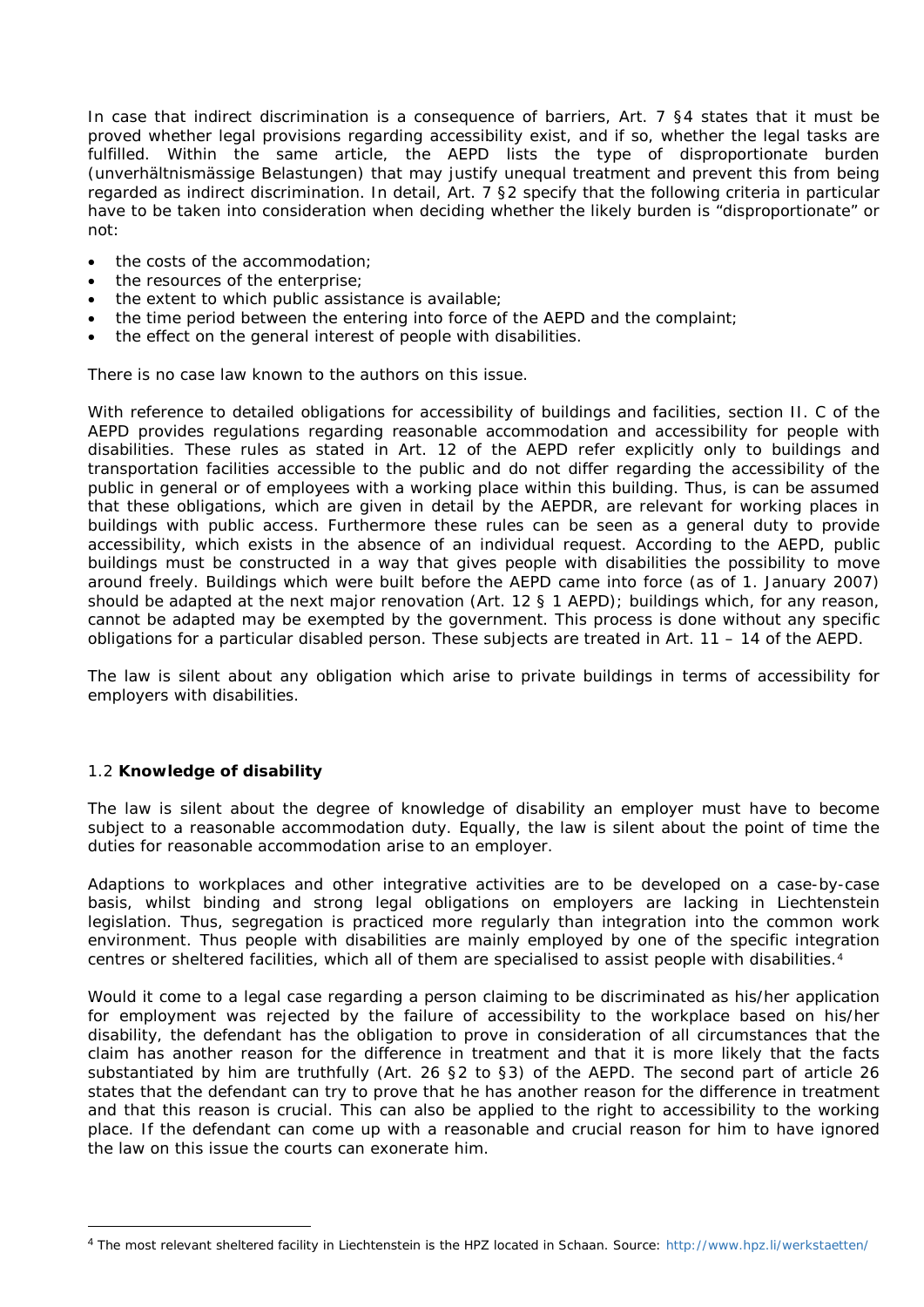In case that indirect discrimination is a consequence of barriers, Art. 7 §4 states that it must be proved whether legal provisions regarding accessibility exist, and if so, whether the legal tasks are fulfilled. Within the same article, the AEPD lists the type of disproportionate burden (*unverhältnismässige Belastungen*) that may justify unequal treatment and prevent this from being regarded as indirect discrimination. In detail, Art. 7 §2 specify that the following criteria in particular have to be taken into consideration when deciding whether the likely burden is "disproportionate" or not:

- the costs of the accommodation;
- the resources of the enterprise;
- the extent to which public assistance is available;
- the time period between the entering into force of the AEPD and the complaint;
- the effect on the general interest of people with disabilities.

There is no case law known to the authors on this issue.

With reference to detailed obligations for accessibility of buildings and facilities, section II. C of the AEPD provides regulations regarding reasonable accommodation and accessibility for people with disabilities. These rules as stated in Art. 12 of the AEPD refer explicitly only to buildings and transportation facilities accessible to the public and do not differ regarding the accessibility of the public in general or of employees with a working place within this building. Thus, is can be assumed that these obligations, which are given in detail by the AEPDR, are relevant for working places in buildings with public access. Furthermore these rules can be seen as a general duty to provide accessibility, which exists in the absence of an individual request. According to the AEPD, public buildings must be constructed in a way that gives people with disabilities the possibility to move around freely. Buildings which were built before the AEPD came into force (as of 1. January 2007) should be adapted at the next major renovation (Art. 12 § 1 AEPD); buildings which, for any reason, cannot be adapted may be exempted by the government. This process is done without any specific obligations for a particular disabled person. These subjects are treated in Art. 11 – 14 of the AEPD.

The law is silent about any obligation which arise to private buildings in terms of accessibility for employers with disabilities.

### 1.2 **Knowledge of disability**

The law is silent about the degree of knowledge of disability an employer must have to become subject to a reasonable accommodation duty. Equally, the law is silent about the point of time the duties for reasonable accommodation arise to an employer.

Adaptions to workplaces and other integrative activities are to be developed on a case-by-case basis, whilst binding and strong legal obligations on employers are lacking in Liechtenstein legislation. Thus, segregation is practiced more regularly than integration into the common work environment. Thus people with disabilities are mainly employed by one of the specific integration centres or sheltered facilities, which all of them are specialised to assist people with disabilities.[4]

Would it come to a legal case regarding a person claiming to be discriminated as his/her application for employment was rejected by the failure of accessibility to the workplace based on his/her disability, the defendant has the obligation to prove in consideration of all circumstances that the claim has another reason for the difference in treatment and that it is more likely that the facts substantiated by him are truthfully (Art. 26 §2 to §3) of the AEPD. The second part of article 26 states that the defendant can try to prove that he has another reason for the difference in treatment and that this reason is crucial. This can also be applied to the right to accessibility to the working place. If the defendant can come up with a reasonable and crucial reason for him to have ignored the law on this issue the courts can exonerate him.

---

[4] The most relevant sheltered facility in Liechtenstein is the HPZ located in Schaan. Source: http://www.hpz.li/werkstaetten/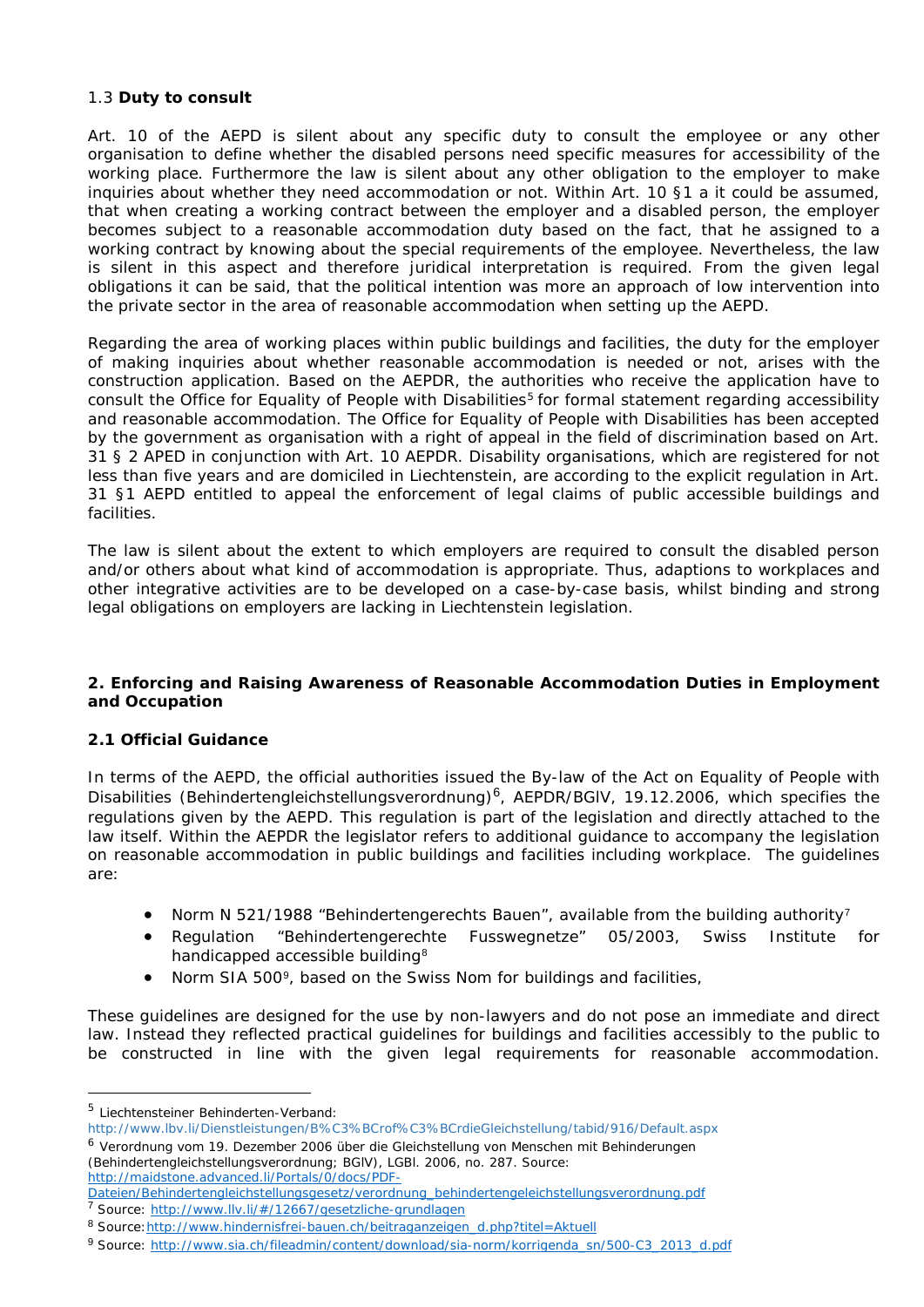### 1.3 **Duty to consult**

Art. 10 of the AEPD is silent about any specific duty to consult the employee or any other organisation to define whether the disabled persons need specific measures for accessibility of the working place. Furthermore the law is silent about any other obligation to the employer to make inquiries about whether they need accommodation or not. Within Art. 10 §1 a it could be assumed, that when creating a working contract between the employer and a disabled person, the employer becomes subject to a reasonable accommodation duty based on the fact, that he assigned to a working contract by knowing about the special requirements of the employee. Nevertheless, the law is silent in this aspect and therefore juridical interpretation is required. From the given legal obligations it can be said, that the political intention was more an approach of low intervention into the private sector in the area of reasonable accommodation when setting up the AEPD.

Regarding the area of working places within public buildings and facilities, the duty for the employer of making inquiries about whether reasonable accommodation is needed or not, arises with the construction application. Based on the AEPDR, the authorities who receive the application have to consult the Office for Equality of People with Disabilities[5] for formal statement regarding accessibility and reasonable accommodation. The Office for Equality of People with Disabilities has been accepted by the government as organisation with a right of appeal in the field of discrimination based on Art. 31 § 2 APED in conjunction with Art. 10 AEPDR. Disability organisations, which are registered for not less than five years and are domiciled in Liechtenstein, are according to the explicit regulation in Art. 31 §1 AEPD entitled to appeal the enforcement of legal claims of public accessible buildings and facilities.

The law is silent about the extent to which employers are required to consult the disabled person and/or others about what kind of accommodation is appropriate. Thus, adaptions to workplaces and other integrative activities are to be developed on a case-by-case basis, whilst binding and strong legal obligations on employers are lacking in Liechtenstein legislation.

## 2. Enforcing and Raising Awareness of Reasonable Accommodation Duties in Employment and Occupation

### 2.1 Official Guidance

In terms of the AEPD, the official authorities issued the By-law of the Act on Equality of People with Disabilities (Behindertengleichstellungsverordnung)[6], AEPDR/BGlV, 19.12.2006, which specifies the regulations given by the AEPD. This regulation is part of the legislation and directly attached to the law itself. Within the AEPDR the legislator refers to additional guidance to accompany the legislation on reasonable accommodation in public buildings and facilities including workplace. The guidelines are:

- Norm N 521/1988 "Behindertengerechts Bauen", available from the building authority[7]
- Regulation "Behindertengerechte Fusswegnetze" 05/2003, Swiss Institute for handicapped accessible building[8]
- Norm SIA 500[9], based on the Swiss Nom for buildings and facilities,

These guidelines are designed for the use by non-lawyers and do not pose an immediate and direct law. Instead they reflected practical guidelines for buildings and facilities accessibly to the public to be constructed in line with the given legal requirements for reasonable accommodation.

---

[5] Liechtensteiner Behinderten-Verband: http://www.lbv.li/Dienstleistungen/B%C3%BCrof%C3%BCrdieGleichstellung/tabid/916/Default.aspx

[6] Verordnung vom 19. Dezember 2006 über die Gleichstellung von Menschen mit Behinderungen (Behindertengleichstellungsverordnung; BGlV), LGBl. 2006, no. 287. Source: http://maidstone.advanced.li/Portals/0/docs/PDF-Dateien/Behindertengleichstellungsgesetz/verordnung_behindertengeleichstellungsverordnung.pdf

[7] Source: http://www.llv.li/#/12667/gesetzliche-grundlagen

[8] Source: http://www.hindernisfrei-bauen.ch/beitraganzeigen_d.php?titel=Aktuell

[9] Source: http://www.sia.ch/fileadmin/content/download/sia-norm/korrigenda_sn/500-C3_2013_d.pdf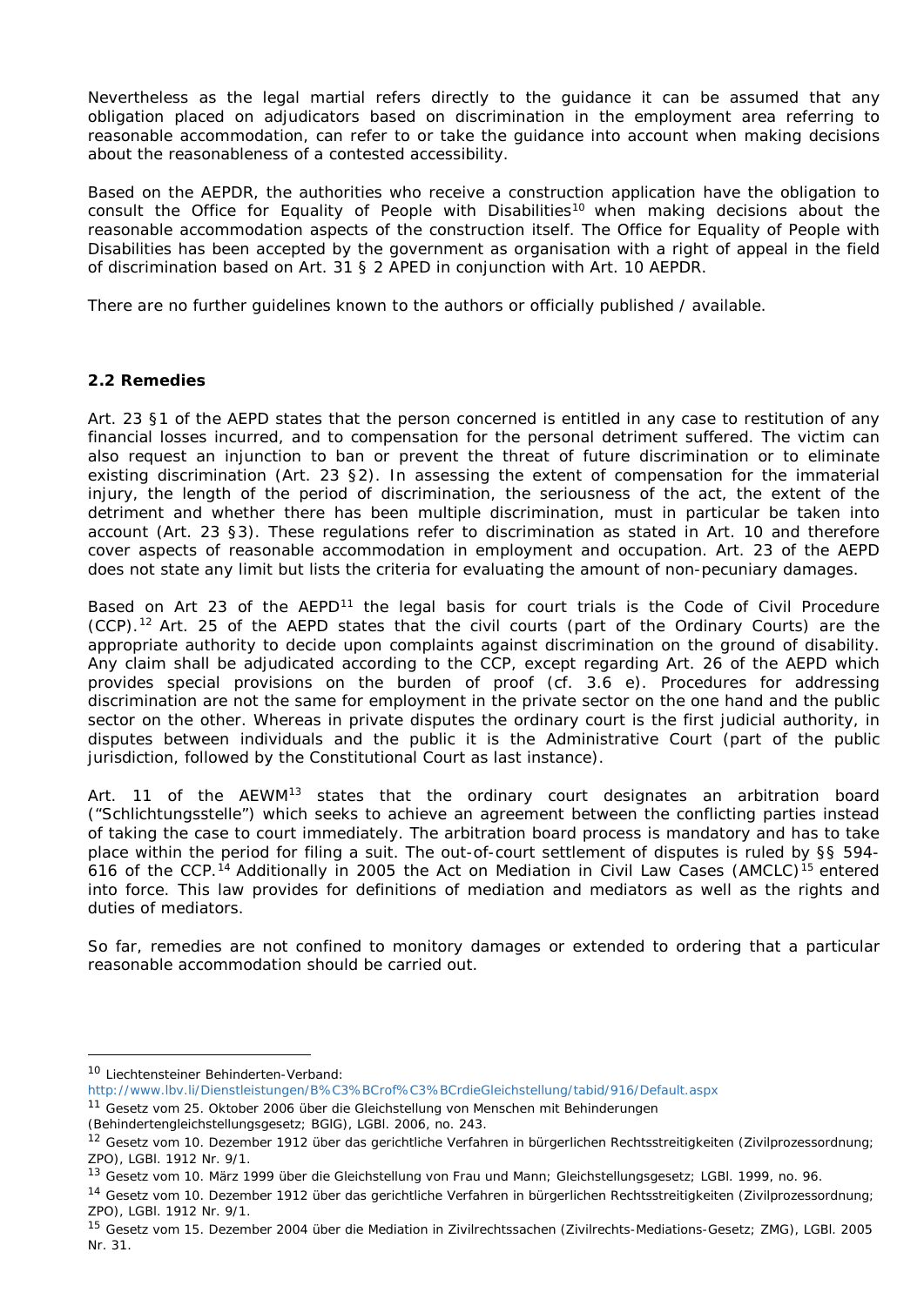Nevertheless as the legal martial refers directly to the guidance it can be assumed that any obligation placed on adjudicators based on discrimination in the employment area referring to reasonable accommodation, can refer to or take the guidance into account when making decisions about the reasonableness of a contested accessibility.

Based on the AEPDR, the authorities who receive a construction application have the obligation to consult the Office for Equality of People with Disabilities[10] when making decisions about the reasonable accommodation aspects of the construction itself. The Office for Equality of People with Disabilities has been accepted by the government as organisation with a right of appeal in the field of discrimination based on Art. 31 § 2 APED in conjunction with Art. 10 AEPDR.

There are no further guidelines known to the authors or officially published / available.

### 2.2 Remedies

Art. 23 §1 of the AEPD states that the person concerned is entitled in any case to restitution of any financial losses incurred, and to compensation for the personal detriment suffered. The victim can also request an injunction to ban or prevent the threat of future discrimination or to eliminate existing discrimination (Art. 23 §2). In assessing the extent of compensation for the immaterial injury, the length of the period of discrimination, the seriousness of the act, the extent of the detriment and whether there has been multiple discrimination, must in particular be taken into account (Art. 23 §3). These regulations refer to discrimination as stated in Art. 10 and therefore cover aspects of reasonable accommodation in employment and occupation. Art. 23 of the AEPD does not state any limit but lists the criteria for evaluating the amount of non-pecuniary damages.

Based on Art 23 of the AEPD[11] the legal basis for court trials is the Code of Civil Procedure (CCP).[12] Art. 25 of the AEPD states that the civil courts (part of the Ordinary Courts) are the appropriate authority to decide upon complaints against discrimination on the ground of disability. Any claim shall be adjudicated according to the CCP, except regarding Art. 26 of the AEPD which provides special provisions on the burden of proof (cf. 3.6 e). Procedures for addressing discrimination are not the same for employment in the private sector on the one hand and the public sector on the other. Whereas in private disputes the ordinary court is the first judicial authority, in disputes between individuals and the public it is the Administrative Court (part of the public jurisdiction, followed by the Constitutional Court as last instance).

Art. 11 of the AEWM[13] states that the ordinary court designates an arbitration board ("Schlichtungsstelle") which seeks to achieve an agreement between the conflicting parties instead of taking the case to court immediately. The arbitration board process is mandatory and has to take place within the period for filing a suit. The out-of-court settlement of disputes is ruled by §§ 594-616 of the CCP.[14] Additionally in 2005 the Act on Mediation in Civil Law Cases (AMCLC)[15] entered into force. This law provides for definitions of mediation and mediators as well as the rights and duties of mediators.

So far, remedies are not confined to monitory damages or extended to ordering that a particular reasonable accommodation should be carried out.

---

[10] Liechtensteiner Behinderten-Verband: http://www.lbv.li/Dienstleistungen/B%C3%BCrof%C3%BCrdieGleichstellung/tabid/916/Default.aspx

[11] Gesetz vom 25. Oktober 2006 über die Gleichstellung von Menschen mit Behinderungen (Behindertengleichstellungsgesetz; BGlG), LGBl. 2006, no. 243.

[12] Gesetz vom 10. Dezember 1912 über das gerichtliche Verfahren in bürgerlichen Rechtsstreitigkeiten (Zivilprozessordnung; ZPO), LGBl. 1912 Nr. 9/1.

[13] Gesetz vom 10. März 1999 über die Gleichstellung von Frau und Mann; Gleichstellungsgesetz; LGBl. 1999, no. 96.

[14] Gesetz vom 10. Dezember 1912 über das gerichtliche Verfahren in bürgerlichen Rechtsstreitigkeiten (Zivilprozessordnung; ZPO), LGBl. 1912 Nr. 9/1.

[15] Gesetz vom 15. Dezember 2004 über die Mediation in Zivilrechtssachen (Zivilrechts-Mediations-Gesetz; ZMG), LGBl. 2005 Nr. 31.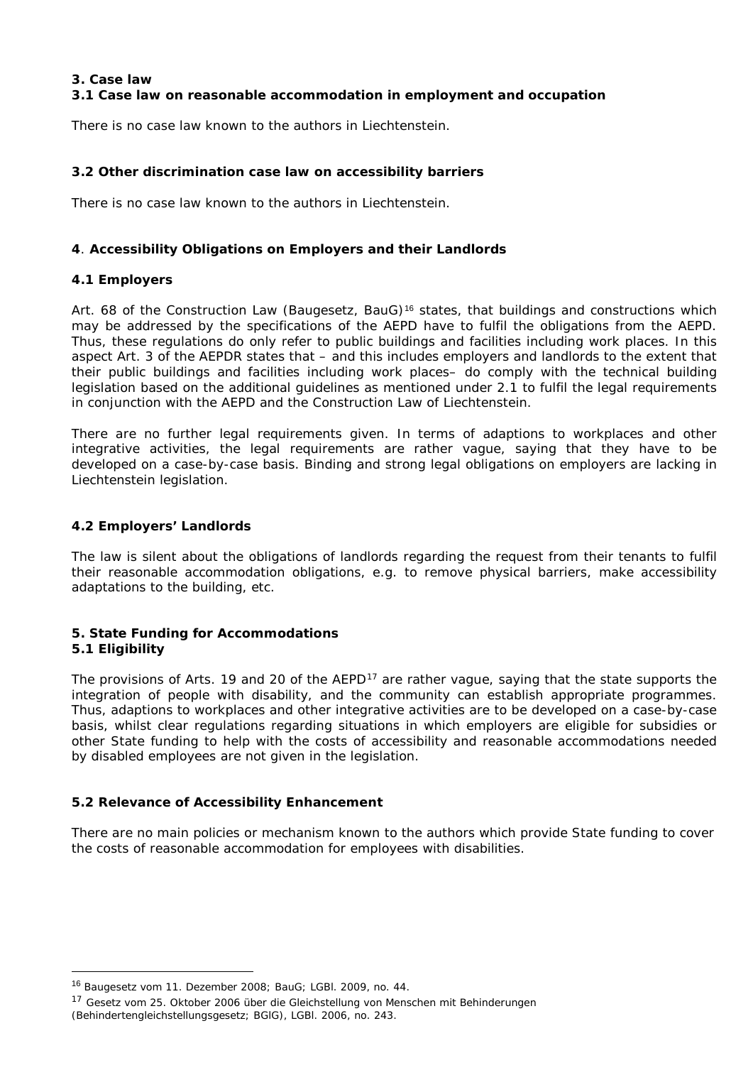## 3. Case law

### 3.1 Case law on reasonable accommodation in employment and occupation

There is no case law known to the authors in Liechtenstein.

### 3.2 Other discrimination case law on accessibility barriers

There is no case law known to the authors in Liechtenstein.

## 4. Accessibility Obligations on Employers and their Landlords

### 4.1 Employers

Art. 68 of the Construction Law (Baugesetz, BauG)[16] states, that buildings and constructions which may be addressed by the specifications of the AEPD have to fulfil the obligations from the AEPD. Thus, these regulations do only refer to public buildings and facilities including work places. In this aspect Art. 3 of the AEPDR states that – and this includes employers and landlords to the extent that their public buildings and facilities including work places– do comply with the technical building legislation based on the additional guidelines as mentioned under 2.1 to fulfil the legal requirements in conjunction with the AEPD and the Construction Law of Liechtenstein.

There are no further legal requirements given. In terms of adaptions to workplaces and other integrative activities, the legal requirements are rather vague, saying that they have to be developed on a case-by-case basis. Binding and strong legal obligations on employers are lacking in Liechtenstein legislation.

### 4.2 Employers' Landlords

The law is silent about the obligations of landlords regarding the request from their tenants to fulfil their reasonable accommodation obligations, e.g. to remove physical barriers, make accessibility adaptations to the building, etc.

## 5. State Funding for Accommodations

### 5.1 Eligibility

The provisions of Arts. 19 and 20 of the AEPD[17] are rather vague, saying that the state supports the integration of people with disability, and the community can establish appropriate programmes. Thus, adaptions to workplaces and other integrative activities are to be developed on a case-by-case basis, whilst clear regulations regarding situations in which employers are eligible for subsidies or other State funding to help with the costs of accessibility and reasonable accommodations needed by disabled employees are not given in the legislation.

### 5.2 Relevance of Accessibility Enhancement

There are no main policies or mechanism known to the authors which provide State funding to cover the costs of reasonable accommodation for employees with disabilities.

---

[16] Baugesetz vom 11. Dezember 2008; BauG; LGBl. 2009, no. 44.

[17] Gesetz vom 25. Oktober 2006 über die Gleichstellung von Menschen mit Behinderungen (Behindertengleichstellungsgesetz; BGlG), LGBl. 2006, no. 243.